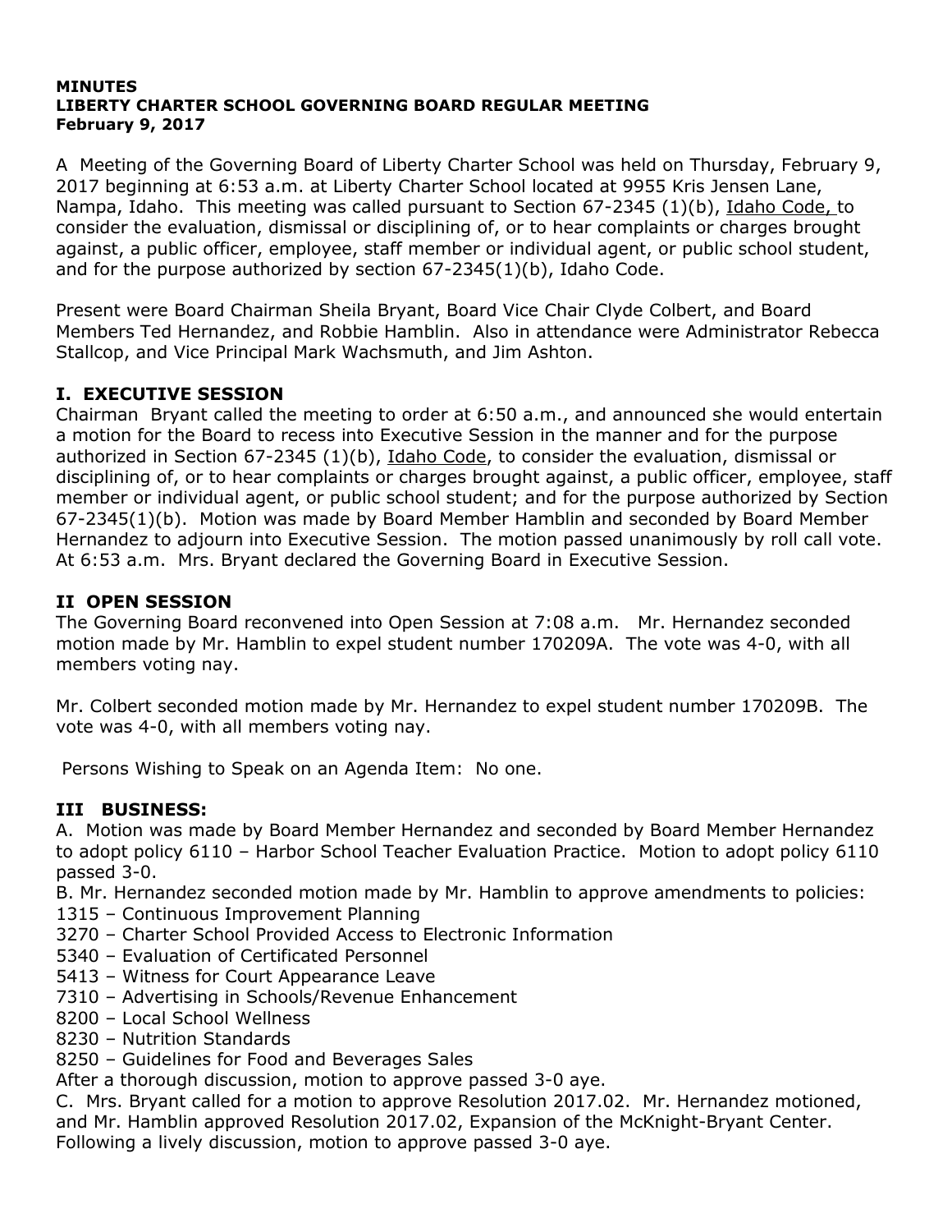**MINUTES**
**LIBERTY CHARTER SCHOOL GOVERNING BOARD REGULAR MEETING**
**February 9, 2017**

A Meeting of the Governing Board of Liberty Charter School was held on Thursday, February 9, 2017 beginning at 6:53 a.m. at Liberty Charter School located at 9955 Kris Jensen Lane, Nampa, Idaho. This meeting was called pursuant to Section 67-2345 (1)(b), Idaho Code, to consider the evaluation, dismissal or disciplining of, or to hear complaints or charges brought against, a public officer, employee, staff member or individual agent, or public school student, and for the purpose authorized by section 67-2345(1)(b), Idaho Code.

Present were Board Chairman Sheila Bryant, Board Vice Chair Clyde Colbert, and Board Members Ted Hernandez, and Robbie Hamblin. Also in attendance were Administrator Rebecca Stallcop, and Vice Principal Mark Wachsmuth, and Jim Ashton.

## I. EXECUTIVE SESSION

Chairman Bryant called the meeting to order at 6:50 a.m., and announced she would entertain a motion for the Board to recess into Executive Session in the manner and for the purpose authorized in Section 67-2345 (1)(b), Idaho Code, to consider the evaluation, dismissal or disciplining of, or to hear complaints or charges brought against, a public officer, employee, staff member or individual agent, or public school student; and for the purpose authorized by Section 67-2345(1)(b). Motion was made by Board Member Hamblin and seconded by Board Member Hernandez to adjourn into Executive Session. The motion passed unanimously by roll call vote. At 6:53 a.m. Mrs. Bryant declared the Governing Board in Executive Session.

## II OPEN SESSION

The Governing Board reconvened into Open Session at 7:08 a.m. Mr. Hernandez seconded motion made by Mr. Hamblin to expel student number 170209A. The vote was 4-0, with all members voting nay.

Mr. Colbert seconded motion made by Mr. Hernandez to expel student number 170209B. The vote was 4-0, with all members voting nay.

Persons Wishing to Speak on an Agenda Item: No one.

## III BUSINESS:

A. Motion was made by Board Member Hernandez and seconded by Board Member Hernandez to adopt policy 6110 – Harbor School Teacher Evaluation Practice. Motion to adopt policy 6110 passed 3-0.

B. Mr. Hernandez seconded motion made by Mr. Hamblin to approve amendments to policies:
1315 – Continuous Improvement Planning
3270 – Charter School Provided Access to Electronic Information
5340 – Evaluation of Certificated Personnel
5413 – Witness for Court Appearance Leave
7310 – Advertising in Schools/Revenue Enhancement
8200 – Local School Wellness
8230 – Nutrition Standards
8250 – Guidelines for Food and Beverages Sales
After a thorough discussion, motion to approve passed 3-0 aye.

C. Mrs. Bryant called for a motion to approve Resolution 2017.02. Mr. Hernandez motioned, and Mr. Hamblin approved Resolution 2017.02, Expansion of the McKnight-Bryant Center. Following a lively discussion, motion to approve passed 3-0 aye.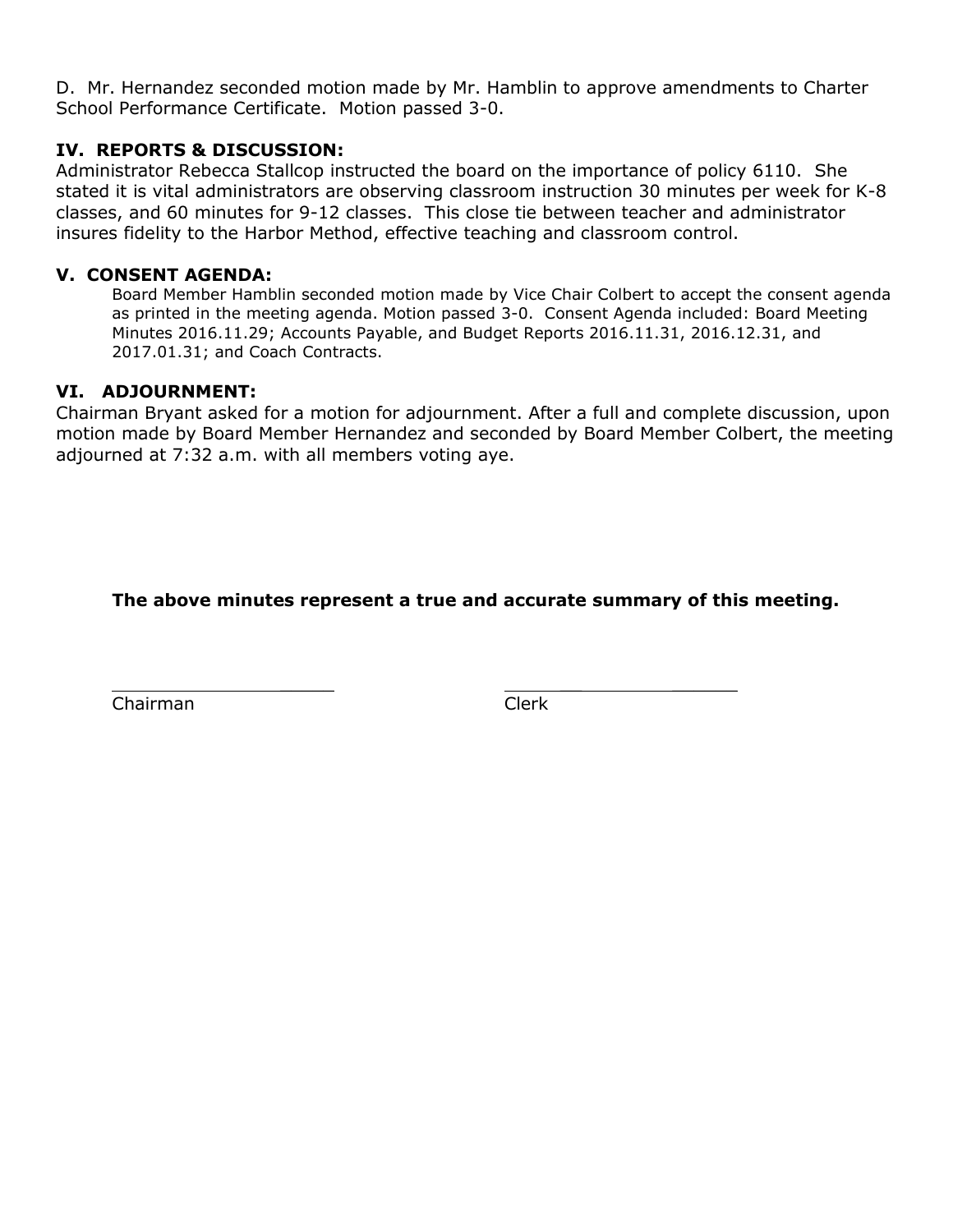D. Mr. Hernandez seconded motion made by Mr. Hamblin to approve amendments to Charter School Performance Certificate. Motion passed 3-0.

## IV. REPORTS & DISCUSSION:

Administrator Rebecca Stallcop instructed the board on the importance of policy 6110. She stated it is vital administrators are observing classroom instruction 30 minutes per week for K-8 classes, and 60 minutes for 9-12 classes. This close tie between teacher and administrator insures fidelity to the Harbor Method, effective teaching and classroom control.

## V. CONSENT AGENDA:

Board Member Hamblin seconded motion made by Vice Chair Colbert to accept the consent agenda as printed in the meeting agenda. Motion passed 3-0. Consent Agenda included: Board Meeting Minutes 2016.11.29; Accounts Payable, and Budget Reports 2016.11.31, 2016.12.31, and 2017.01.31; and Coach Contracts.

## VI. ADJOURNMENT:

Chairman Bryant asked for a motion for adjournment. After a full and complete discussion, upon motion made by Board Member Hernandez and seconded by Board Member Colbert, the meeting adjourned at 7:32 a.m. with all members voting aye.

**The above minutes represent a true and accurate summary of this meeting.**

\_\_\_\_\_\_\_\_\_\_\_\_\_\_\_\_\_\_\_\_\_\_\_\_\_
Chairman

\_\_\_\_\_\_\_\_\_\_\_\_\_\_\_\_\_\_\_\_\_\_\_\_\_
Clerk